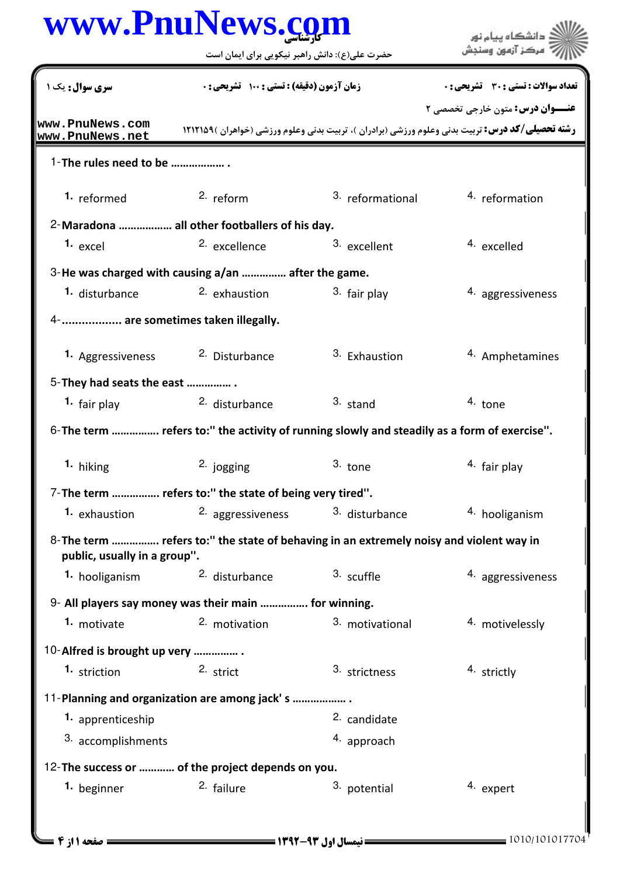www.PnuNews.com

کارشناسی

حضرت علی(ع): دانش راهبر نیکویی برای ایمان است

دانشگاه پیام نور
مرکز آزمون وسنجش

**سری سوال:** یک ۱

**زمان آزمون (دقیقه) : تستی :** ۱۰۰ **تشریحی :** ۰

**تعداد سوالات : تستی :** ۳۰ **تشریحی :** ۰

**عنـــوان درس:** متون خارجی تخصصی ۲

**رشته تحصیلی/کد درس:** تربیت بدنی وعلوم ورزشی (برادران )، تربیت بدنی وعلوم ورزشی (خواهران )۱۲۱۲۱۵۹

www.PnuNews.com
www.PnuNews.net

1-**The rules need to be ................. .**

1. reformed
2. reform
3. reformational
4. reformation

2-**Maradona ................. all other footballers of his day.**

1. excel
2. excellence
3. excellent
4. excelled

3-**He was charged with causing a/an .............. after the game.**

1. disturbance
2. exhaustion
3. fair play
4. aggressiveness

4-**................. are sometimes taken illegally.**

1. Aggressiveness
2. Disturbance
3. Exhaustion
4. Amphetamines

5-**They had seats the east .............. .**

1. fair play
2. disturbance
3. stand
4. tone

6-**The term ............... refers to:" the activity of running slowly and steadily as a form of exercise".**

1. hiking
2. jogging
3. tone
4. fair play

7-**The term ............... refers to:" the state of being very tired".**

1. exhaustion
2. aggressiveness
3. disturbance
4. hooliganism

8-**The term ............... refers to:" the state of behaving in an extremely noisy and violent way in public, usually in a group".**

1. hooliganism
2. disturbance
3. scuffle
4. aggressiveness

9- **All players say money was their main ............... for winning.**

1. motivate
2. motivation
3. motivational
4. motivelessly

10-**Alfred is brought up very .............. .**

1. striction
2. strict
3. strictness
4. strictly

11-**Planning and organization are among jack' s ................. .**

1. apprenticeship
2. candidate
3. accomplishments
4. approach

12-**The success or ........... of the project depends on you.**

1. beginner
2. failure
3. potential
4. expert

نیمسال اول ۹۳-۱۳۹۲

1010/101017704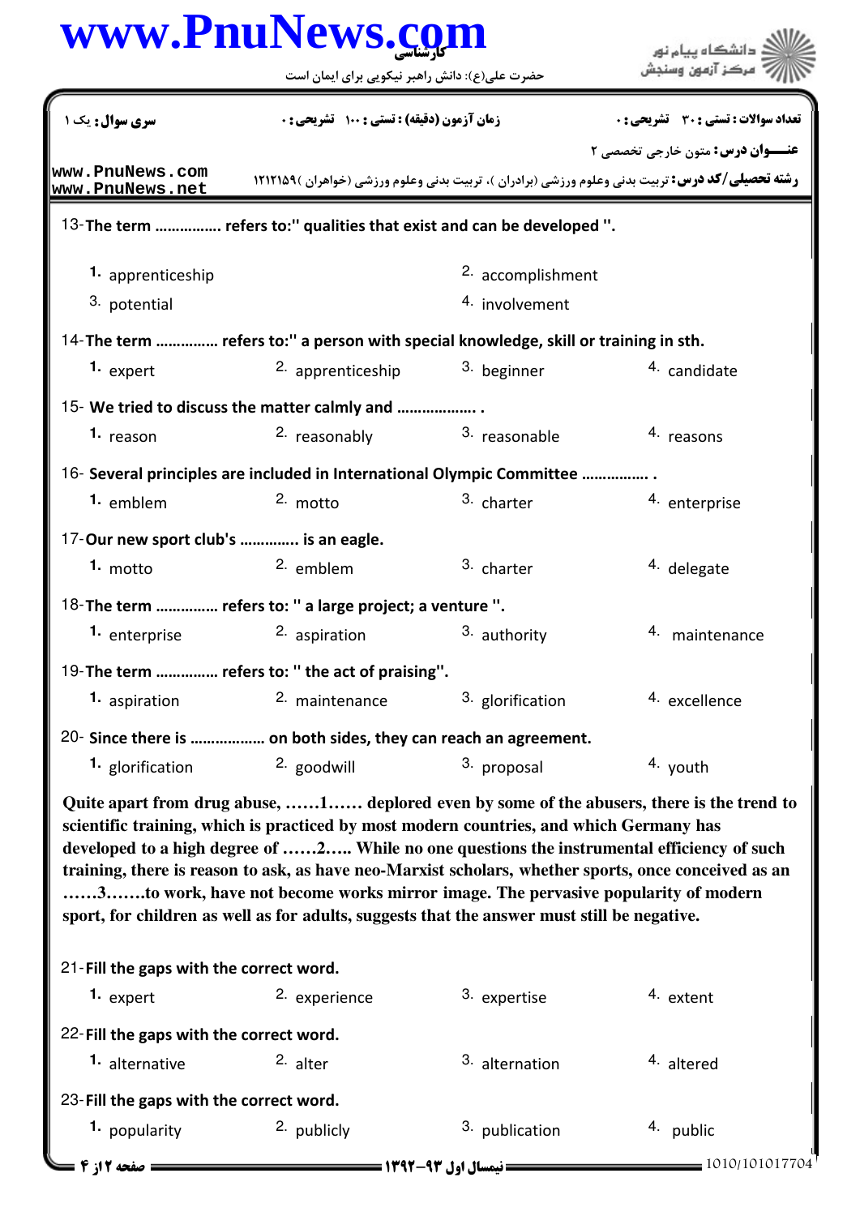سری سوال: یک ۱ | زمان آزمون (دقیقه) : تستی : ۱۰۰ تشریحی : ۰ | تعداد سوالات : تستی : ۳۰ تشریحی : ۰

**عنـــوان درس:** متون خارجی تخصصی ۲

**رشته تحصیلی/کد درس:** تربیت بدنی وعلوم ورزشی (برادران )، تربیت بدنی وعلوم ورزشی (خواهران )۱۲۱۲۱۵۹

13-**The term ............... refers to:" qualities that exist and can be developed ".**

1. apprenticeship
2. accomplishment
3. potential
4. involvement

14-**The term .............. refers to:" a person with special knowledge, skill or training in sth.**

1. expert
2. apprenticeship
3. beginner
4. candidate

15- **We tried to discuss the matter calmly and .................. .**

1. reason
2. reasonably
3. reasonable
4. reasons

16- **Several principles are included in International Olympic Committee ............... .**

1. emblem
2. motto
3. charter
4. enterprise

17-**Our new sport club's ............. is an eagle.**

1. motto
2. emblem
3. charter
4. delegate

18-**The term .............. refers to: " a large project; a venture ".**

1. enterprise
2. aspiration
3. authority
4. maintenance

19-**The term .............. refers to: " the act of praising".**

1. aspiration
2. maintenance
3. glorification
4. excellence

20- **Since there is ................. on both sides, they can reach an agreement.**

1. glorification
2. goodwill
3. proposal
4. youth

**Quite apart from drug abuse, ......1...... deplored even by some of the abusers, there is the trend to scientific training, which is practiced by most modern countries, and which Germany has developed to a high degree of ......2..... While no one questions the instrumental efficiency of such training, there is reason to ask, as have neo-Marxist scholars, whether sports, once conceived as an ......3.......to work, have not become works mirror image. The pervasive popularity of modern sport, for children as well as for adults, suggests that the answer must still be negative.**

21-**Fill the gaps with the correct word.**

1. expert
2. experience
3. expertise
4. extent

22-**Fill the gaps with the correct word.**

1. alternative
2. alter
3. alternation
4. altered

23-**Fill the gaps with the correct word.**

1. popularity
2. publicly
3. publication
4. public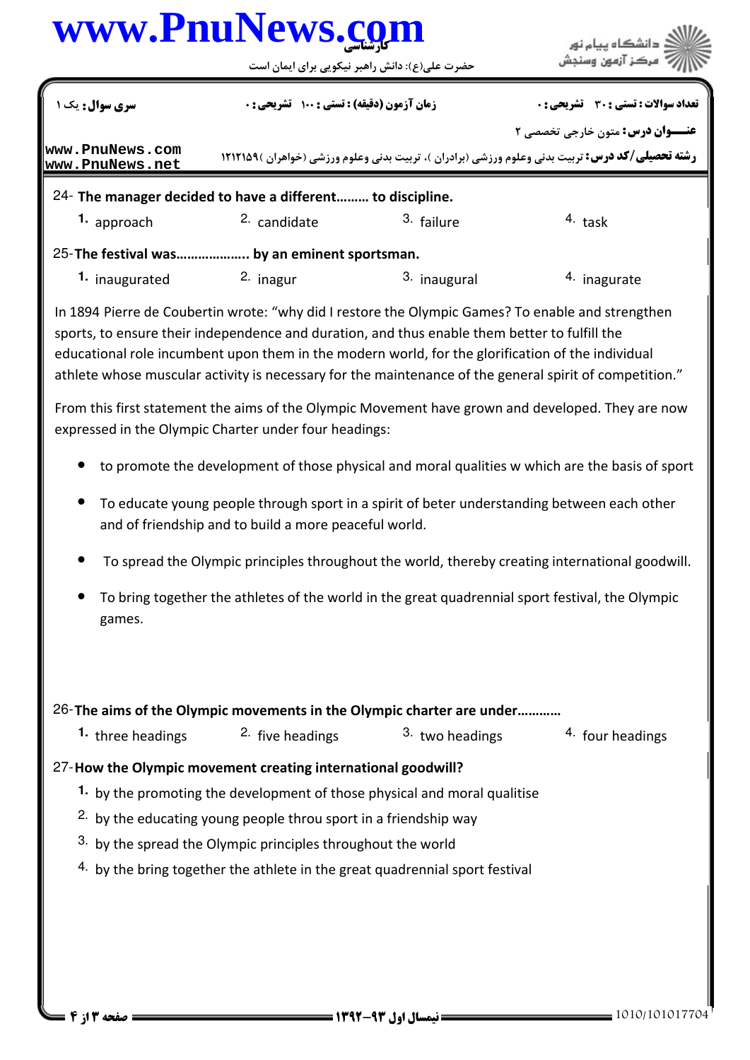24- **The manager decided to have a different……… to discipline.**

1. approach
2. candidate
3. failure
4. task

25- **The festival was……………….. by an eminent sportsman.**

1. inaugurated
2. inagur
3. inaugural
4. inagurate

In 1894 Pierre de Coubertin wrote: “why did I restore the Olympic Games? To enable and strengthen sports, to ensure their independence and duration, and thus enable them better to fulfill the educational role incumbent upon them in the modern world, for the glorification of the individual athlete whose muscular activity is necessary for the maintenance of the general spirit of competition.”

From this first statement the aims of the Olympic Movement have grown and developed. They are now expressed in the Olympic Charter under four headings:

- to promote the development of those physical and moral qualities w which are the basis of sport
- To educate young people through sport in a spirit of beter understanding between each other and of friendship and to build a more peaceful world.
- To spread the Olympic principles throughout the world, thereby creating international goodwill.
- To bring together the athletes of the world in the great quadrennial sport festival, the Olympic games.

26- **The aims of the Olympic movements in the Olympic charter are under…………**

1. three headings
2. five headings
3. two headings
4. four headings

27- **How the Olympic movement creating international goodwill?**

1. by the promoting the development of those physical and moral qualitise
2. by the educating young people throu sport in a friendship way
3. by the spread the Olympic principles throughout the world
4. by the bring together the athlete in the great quadrennial sport festival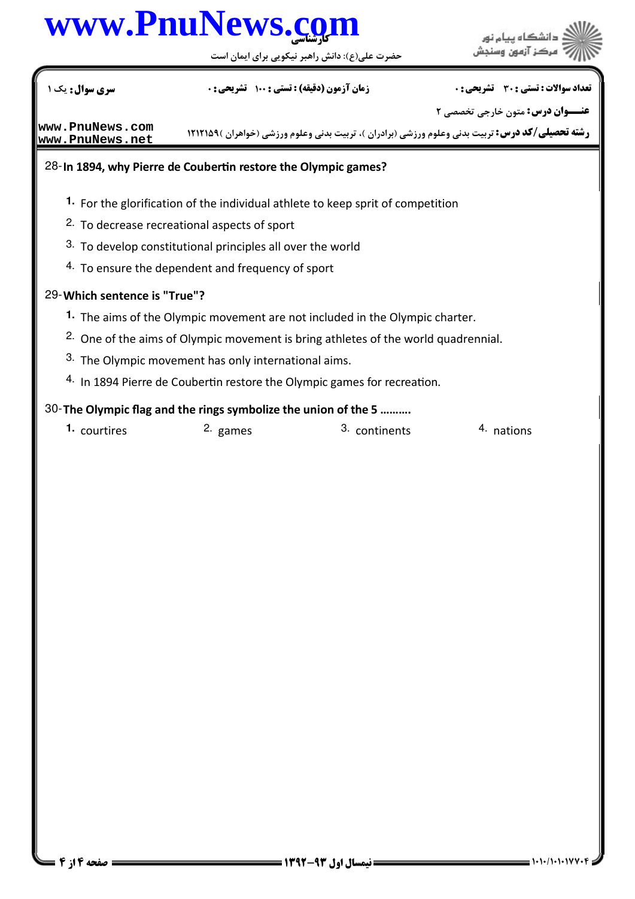28-**In 1894, why Pierre de Coubertin restore the Olympic games?**

1. For the glorification of the individual athlete to keep sprit of competition
2. To decrease recreational aspects of sport
3. To develop constitutional principles all over the world
4. To ensure the dependent and frequency of sport

29-**Which sentence is "True"?**

1. The aims of the Olympic movement are not included in the Olympic charter.
2. One of the aims of Olympic movement is bring athletes of the world quadrennial.
3. The Olympic movement has only international aims.
4. In 1894 Pierre de Coubertin restore the Olympic games for recreation.

30-**The Olympic flag and the rings symbolize the union of the 5 ..........**

1. courtires
2. games
3. continents
4. nations